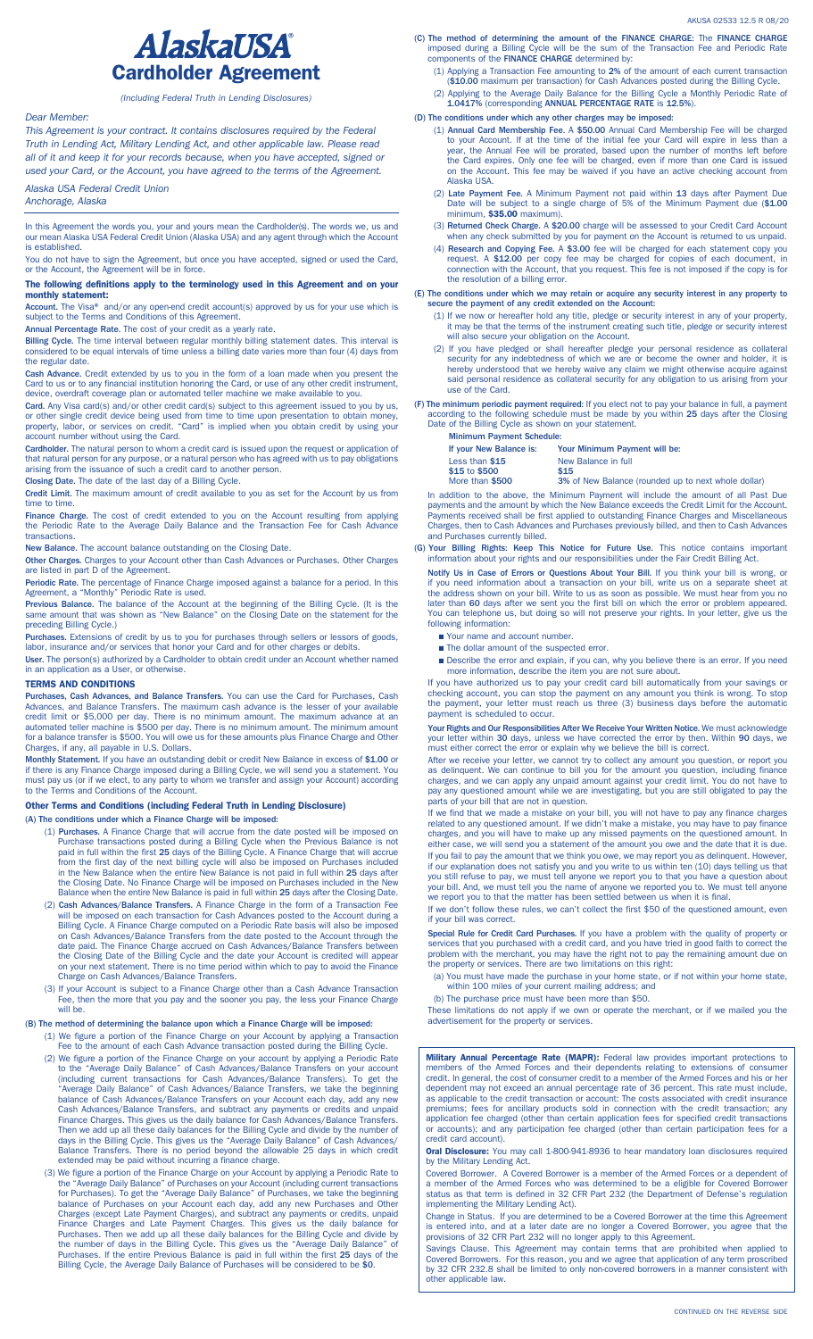# AlaskaUSA® Cardholder Agreement

*(Including Federal Truth in Lending Disclosures)*

*Dear Member:*

*This Agreement is your contract. It contains disclosures required by the Federal Truth in Lending Act, Military Lending Act, and other applicable law. Please read all of it and keep it for your records because, when you have accepted, signed or used your Card, or the Account, you have agreed to the terms of the Agreement.*

*Alaska USA Federal Credit Union*
*Anchorage, Alaska*

In this Agreement the words you, your and yours mean the Cardholder(s). The words we, us and our mean Alaska USA Federal Credit Union (Alaska USA) and any agent through which the Account is established.

You do not have to sign the Agreement, but once you have accepted, signed or used the Card, or the Account, the Agreement will be in force.

**The following definitions apply to the terminology used in this Agreement and on your monthly statement:**

**Account.** The Visa® and/or any open-end credit account(s) approved by us for your use which is subject to the Terms and Conditions of this Agreement.

**Annual Percentage Rate.** The cost of your credit as a yearly rate.

**Billing Cycle.** The time interval between regular monthly billing statement dates. This interval is considered to be equal intervals of time unless a billing date varies more than four (4) days from the regular date.

**Cash Advance.** Credit extended by us to you in the form of a loan made when you present the Card to us or to any financial institution honoring the Card, or use of any other credit instrument, device, overdraft coverage plan or automated teller machine we make available to you.

**Card.** Any Visa card(s) and/or other credit card(s) subject to this agreement issued to you by us, or other single credit device being used from time to time upon presentation to obtain money, property, labor, or services on credit. "Card" is implied when you obtain credit by using your account number without using the Card.

**Cardholder.** The natural person to whom a credit card is issued upon the request or application of that natural person for any purpose, or a natural person who has agreed with us to pay obligations arising from the issuance of such a credit card to another person.

**Closing Date.** The date of the last day of a Billing Cycle.

**Credit Limit.** The maximum amount of credit available to you as set for the Account by us from time to time.

**Finance Charge.** The cost of credit extended to you on the Account resulting from applying the Periodic Rate to the Average Daily Balance and the Transaction Fee for Cash Advance transactions.

**New Balance.** The account balance outstanding on the Closing Date.

**Other Charges.** Charges to your Account other than Cash Advances or Purchases. Other Charges are listed in part D of the Agreement.

**Periodic Rate.** The percentage of Finance Charge imposed against a balance for a period. In this Agreement, a "Monthly" Periodic Rate is used.

**Previous Balance.** The balance of the Account at the beginning of the Billing Cycle. (It is the same amount that was shown as "New Balance" on the Closing Date on the statement for the preceding Billing Cycle.)

**Purchases.** Extensions of credit by us to you for purchases through sellers or lessors of goods, labor, insurance and/or services that honor your Card and for other charges or debits.

**User.** The person(s) authorized by a Cardholder to obtain credit under an Account whether named in an application as a User, or otherwise.

## TERMS AND CONDITIONS

**Purchases, Cash Advances, and Balance Transfers.** You can use the Card for Purchases, Cash Advances, and Balance Transfers. The maximum cash advance is the lesser of your available credit limit or $5,000 per day. There is no minimum amount. The maximum advance at an automated teller machine is $500 per day. There is no minimum amount. The minimum amount for a balance transfer is $500. You will owe us for these amounts plus Finance Charge and Other Charges, if any, all payable in U.S. Dollars.

**Monthly Statement.** If you have an outstanding debit or credit New Balance in excess of **$1.00** or if there is any Finance Charge imposed during a Billing Cycle, we will send you a statement. You must pay us (or if we elect, to any party to whom we transfer and assign your Account) according to the Terms and Conditions of the Account.

### Other Terms and Conditions (including Federal Truth in Lending Disclosure)

**(A) The conditions under which a Finance Charge will be imposed:**

(1) **Purchases.** A Finance Charge that will accrue from the date posted will be imposed on Purchase transactions posted during a Billing Cycle when the Previous Balance is not paid in full within the first **25** days of the Billing Cycle. A Finance Charge that will accrue from the first day of the next billing cycle will also be imposed on Purchases included in the New Balance when the entire New Balance is not paid in full within **25** days after the Closing Date. No Finance Charge will be imposed on Purchases included in the New Balance when the entire New Balance is paid in full within **25** days after the Closing Date.

(2) **Cash Advances/Balance Transfers.** A Finance Charge in the form of a Transaction Fee will be imposed on each transaction for Cash Advances posted to the Account during a Billing Cycle. A Finance Charge computed on a Periodic Rate basis will also be imposed on Cash Advances/Balance Transfers from the date posted to the Account through the date paid. The Finance Charge accrued on Cash Advances/Balance Transfers between the Closing Date of the Billing Cycle and the date your Account is credited will appear on your next statement. There is no time period within which to pay to avoid the Finance Charge on Cash Advances/Balance Transfers.

(3) If your Account is subject to a Finance Charge other than a Cash Advance Transaction Fee, then the more that you pay and the sooner you pay, the less your Finance Charge will be.

**(B) The method of determining the balance upon which a Finance Charge will be imposed:**

(1) We figure a portion of the Finance Charge on your Account by applying a Transaction Fee to the amount of each Cash Advance transaction posted during the Billing Cycle.

(2) We figure a portion of the Finance Charge on your account by applying a Periodic Rate to the "Average Daily Balance" of Cash Advances/Balance Transfers on your account (including current transactions for Cash Advances/Balance Transfers). To get the "Average Daily Balance" of Cash Advances/Balance Transfers, we take the beginning balance of Cash Advances/Balance Transfers on your Account each day, add any new Cash Advances/Balance Transfers, and subtract any payments or credits and unpaid Finance Charges. This gives us the daily balance for Cash Advances/Balance Transfers. Then we add up all these daily balances for the Billing Cycle and divide by the number of days in the Billing Cycle. This gives us the "Average Daily Balance" of Cash Advances/Balance Transfers. There is no period beyond the allowable 25 days in which credit extended may be paid without incurring a finance charge.

(3) We figure a portion of the Finance Charge on your Account by applying a Periodic Rate to the "Average Daily Balance" of Purchases on your Account (including current transactions for Purchases). To get the "Average Daily Balance" of Purchases, we take the beginning balance of Purchases on your Account each day, add any new Purchases and Other Charges (except Late Payment Charges), and subtract any payments or credits, unpaid Finance Charges and Late Payment Charges. This gives us the daily balance for Purchases. Then we add up all these daily balances for the Billing Cycle and divide by the number of days in the Billing Cycle. This gives us the "Average Daily Balance" of Purchases. If the entire Previous Balance is paid in full within the first **25** days of the Billing Cycle, the Average Daily Balance of Purchases will be considered to be **$0**.

**(C) The method of determining the amount of the FINANCE CHARGE:** The **FINANCE CHARGE** imposed during a Billing Cycle will be the sum of the Transaction Fee and Periodic Rate components of the **FINANCE CHARGE** determined by:

(1) Applying a Transaction Fee amounting to **2%** of the amount of each current transaction (**$10.00** maximum per transaction) for Cash Advances posted during the Billing Cycle.

(2) Applying to the Average Daily Balance for the Billing Cycle a Monthly Periodic Rate of **1.0417%** (corresponding **ANNUAL PERCENTAGE RATE** is **12.5%**).

**(D) The conditions under which any other charges may be imposed:**

(1) **Annual Card Membership Fee.** A **$50.00** Annual Card Membership Fee will be charged to your Account. If at the time of the initial fee your Card will expire in less than a year, the Annual Fee will be prorated, based upon the number of months left before the Card expires. Only one fee will be charged, even if more than one Card is issued on the Account. This fee may be waived if you have an active checking account from Alaska USA.

(2) **Late Payment Fee.** A Minimum Payment not paid within **13** days after Payment Due Date will be subject to a single charge of 5% of the Minimum Payment due (**$1.00** minimum, **$35.00** maximum).

(3) **Returned Check Charge.** A **$20.00** charge will be assessed to your Credit Card Account when any check submitted by you for payment on the Account is returned to us unpaid.

(4) **Research and Copying Fee.** A **$3.00** fee will be charged for each statement copy you request. A **$12.00** per copy fee may be charged for copies of each document, in connection with the Account, that you request. This fee is not imposed if the copy is for the resolution of a billing error.

**(E) The conditions under which we may retain or acquire any security interest in any property to secure the payment of any credit extended on the Account:**

(1) If we now or hereafter hold any title, pledge or security interest in any of your property, it may be that the terms of the instrument creating such title, pledge or security interest will also secure your obligation on the Account.

(2) If you have pledged or shall hereafter pledge your personal residence as collateral security for any indebtedness of which we are or become the owner and holder, it is hereby understood that we hereby waive any claim we might otherwise acquire against said personal residence as collateral security for any obligation to us arising from your use of the Card.

**(F) The minimum periodic payment required:** If you elect not to pay your balance in full, a payment according to the following schedule must be made by you within **25** days after the Closing Date of the Billing Cycle as shown on your statement.

**Minimum Payment Schedule:**

| If your New Balance is: | Your Minimum Payment will be: |
|---|---|
| Less than $15 | New Balance in full |
| $15 to $500 | $15 |
| More than $500 | 3% of New Balance (rounded up to next whole dollar) |

In addition to the above, the Minimum Payment will include the amount of all Past Due payments and the amount by which the New Balance exceeds the Credit Limit for the Account. Payments received shall be first applied to outstanding Finance Charges and Miscellaneous Charges, then to Cash Advances and Purchases previously billed, and then to Cash Advances and Purchases currently billed.

**(G) Your Billing Rights: Keep This Notice for Future Use.** This notice contains important information about your rights and our responsibilities under the Fair Credit Billing Act.

**Notify Us in Case of Errors or Questions About Your Bill.** If you think your bill is wrong, or if you need information about a transaction on your bill, write us on a separate sheet at the address shown on your bill. Write to us as soon as possible. We must hear from you no later than **60** days after we sent you the first bill on which the error or problem appeared. You can telephone us, but doing so will not preserve your rights. In your letter, give us the following information:

- Your name and account number.
- The dollar amount of the suspected error.
- Describe the error and explain, if you can, why you believe there is an error. If you need more information, describe the item you are not sure about.

If you have authorized us to pay your credit card bill automatically from your savings or checking account, you can stop the payment on any amount you think is wrong. To stop the payment, your letter must reach us three (3) business days before the automatic payment is scheduled to occur.

**Your Rights and Our Responsibilities After We Receive Your Written Notice.** We must acknowledge your letter within **30** days, unless we have corrected the error by then. Within **90** days, we must either correct the error or explain why we believe the bill is correct.

After we receive your letter, we cannot try to collect any amount you question, or report you as delinquent. We can continue to bill you for the amount you question, including finance charges, and we can apply any unpaid amount against your credit limit. You do not have to pay any questioned amount while we are investigating, but you are still obligated to pay the parts of your bill that are not in question.

If we find that we made a mistake on your bill, you will not have to pay any finance charges related to any questioned amount. If we didn't make a mistake, you may have to pay finance charges, and you will have to make up any missed payments on the questioned amount. In either case, we will send you a statement of the amount you owe and the date that it is due. If you fail to pay the amount that we think you owe, we may report you as delinquent. However, if our explanation does not satisfy you and you write to us within ten (10) days telling us that you still refuse to pay, we must tell anyone we report you to that you have a question about your bill. And, we must tell you the name of anyone we reported you to. We must tell anyone we report you to that the matter has been settled between us when it is final.

If we don't follow these rules, we can't collect the first $50 of the questioned amount, even if your bill was correct.

**Special Rule for Credit Card Purchases.** If you have a problem with the quality of property or services that you purchased with a credit card, and you have tried in good faith to correct the problem with the merchant, you may have the right not to pay the remaining amount due on the property or services. There are two limitations on this right:

(a) You must have made the purchase in your home state, or if not within your home state, within 100 miles of your current mailing address; and

(b) The purchase price must have been more than $50.

These limitations do not apply if we own or operate the merchant, or if we mailed you the advertisement for the property or services.

**Military Annual Percentage Rate (MAPR):** Federal law provides important protections to members of the Armed Forces and their dependents relating to extensions of consumer credit. In general, the cost of consumer credit to a member of the Armed Forces and his or her dependent may not exceed an annual percentage rate of 36 percent. This rate must include, as applicable to the credit transaction or account: The costs associated with credit insurance premiums; fees for ancillary products sold in connection with the credit transaction; any application fee charged (other than certain application fees for specified credit transactions or accounts); and any participation fee charged (other than certain participation fees for a credit card account).

**Oral Disclosure:** You may call 1-800-941-8936 to hear mandatory loan disclosures required by the Military Lending Act.

Covered Borrower. A Covered Borrower is a member of the Armed Forces or a dependent of a member of the Armed Forces who was determined to be a eligible for Covered Borrower status as that term is defined in 32 CFR Part 232 (the Department of Defense's regulation implementing the Military Lending Act).

Change in Status. If you are determined to be a Covered Borrower at the time this Agreement is entered into, and at a later date are no longer a Covered Borrower, you agree that the provisions of 32 CFR Part 232 will no longer apply to this Agreement.

Savings Clause. This Agreement may contain terms that are prohibited when applied to Covered Borrowers. For this reason, you and we agree that application of any term proscribed by 32 CFR 232.8 shall be limited to only non-covered borrowers in a manner consistent with other applicable law.

CONTINUED ON THE REVERSE SIDE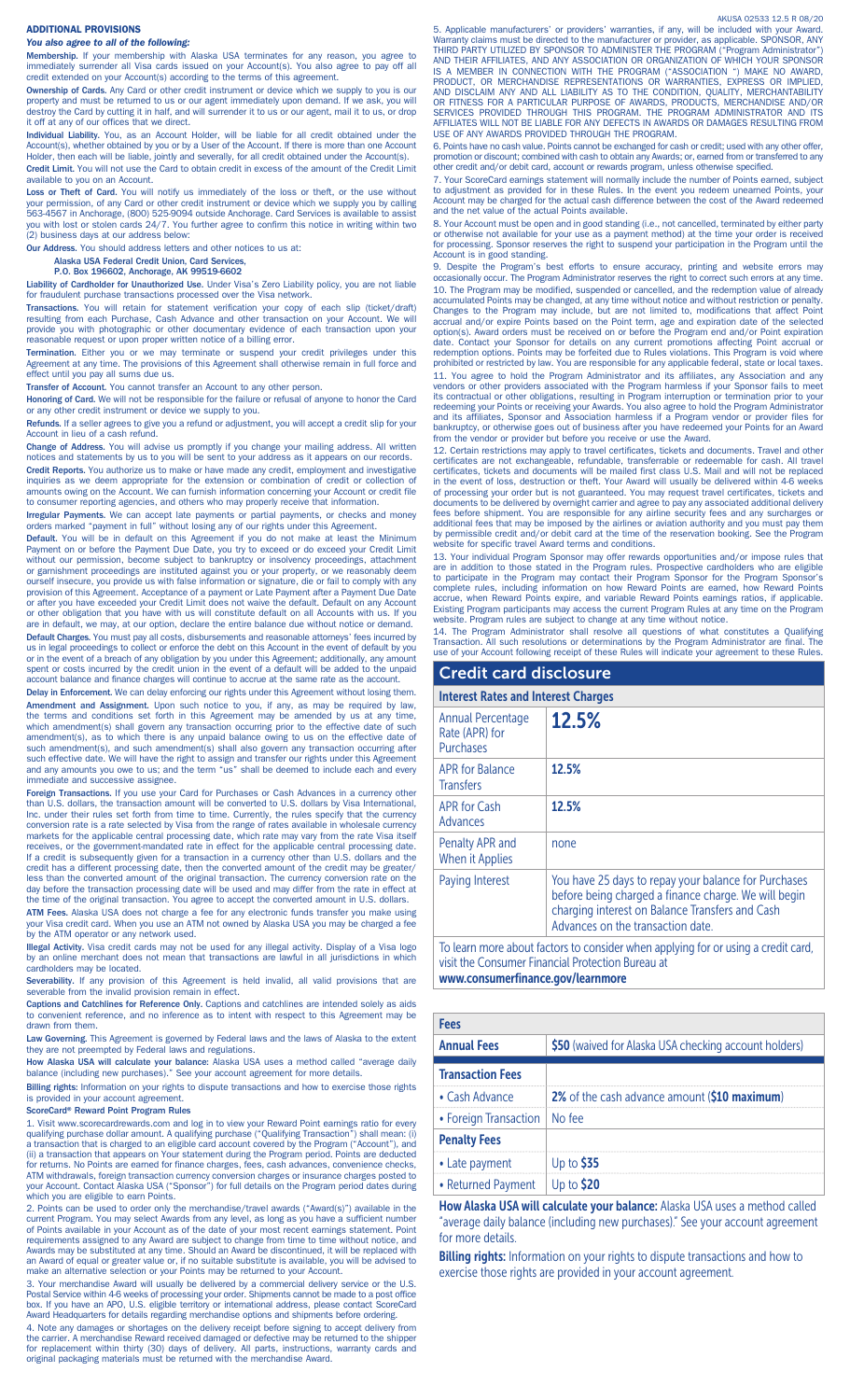## ADDITIONAL PROVISIONS

### *You also agree to all of the following:*

**Membership.** If your membership with Alaska USA terminates for any reason, you agree to immediately surrender all Visa cards issued on your Account(s). You also agree to pay off all credit extended on your Account(s) according to the terms of this agreement.

**Ownership of Cards.** Any Card or other credit instrument or device which we supply to you is our property and must be returned to us or our agent immediately upon demand. If we ask, you will destroy the Card by cutting it in half, and will surrender it to us or our agent, mail it to us, or drop it off at any of our offices that we direct.

**Individual Liability.** You, as an Account Holder, will be liable for all credit obtained under the Account(s), whether obtained by you or by a User of the Account. If there is more than one Account Holder, then each will be liable, jointly and severally, for all credit obtained under the Account(s).

**Credit Limit.** You will not use the Card to obtain credit in excess of the amount of the Credit Limit available to you on an Account.

**Loss or Theft of Card.** You will notify us immediately of the loss or theft, or the use without your permission, of any Card or other credit instrument or device which we supply you by calling 563-4567 in Anchorage, (800) 525-9094 outside Anchorage. Card Services is available to assist you with lost or stolen cards 24/7. You further agree to confirm this notice in writing within two (2) business days at our address below:

**Our Address.** You should address letters and other notices to us at:

**Alaska USA Federal Credit Union, Card Services,**
**P.O. Box 196602, Anchorage, AK 99519-6602**

**Liability of Cardholder for Unauthorized Use.** Under Visa's Zero Liability policy, you are not liable for fraudulent purchase transactions processed over the Visa network.

**Transactions.** You will retain for statement verification your copy of each slip (ticket/draft) resulting from each Purchase, Cash Advance and other transaction on your Account. We will provide you with photographic or other documentary evidence of each transaction upon your reasonable request or upon proper written notice of a billing error.

**Termination.** Either you or we may terminate or suspend your credit privileges under this Agreement at any time. The provisions of this Agreement shall otherwise remain in full force and effect until you pay all sums due us.

**Transfer of Account.** You cannot transfer an Account to any other person.

**Honoring of Card.** We will not be responsible for the failure or refusal of anyone to honor the Card or any other credit instrument or device we supply to you.

**Refunds.** If a seller agrees to give you a refund or adjustment, you will accept a credit slip for your Account in lieu of a cash refund.

**Change of Address.** You will advise us promptly if you change your mailing address. All written notices and statements by us to you will be sent to your address as it appears on our records.

**Credit Reports.** You authorize us to make or have made any credit, employment and investigative inquiries as we deem appropriate for the extension or combination of credit or collection of amounts owing on the Account. We can furnish information concerning your Account or credit file to consumer reporting agencies, and others who may properly receive that information.

**Irregular Payments.** We can accept late payments or partial payments, or checks and money orders marked "payment in full" without losing any of our rights under this Agreement.

**Default.** You will be in default on this Agreement if you do not make at least the Minimum Payment on or before the Payment Due Date, you try to exceed or do exceed your Credit Limit without our permission, become subject to bankruptcy or insolvency proceedings, attachment or garnishment proceedings are instituted against you or your property, or we reasonably deem ourself insecure, you provide us with false information or signature, die or fail to comply with any provision of this Agreement. Acceptance of a payment or Late Payment after a Payment Due Date or after you have exceeded your Credit Limit does not waive the default. Default on any Account or other obligation that you have with us will constitute default on all Accounts with us. If you are in default, we may, at our option, declare the entire balance due without notice or demand.

**Default Charges.** You must pay all costs, disbursements and reasonable attorneys' fees incurred by us in legal proceedings to collect or enforce the debt on this Account in the event of default by you or in the event of a breach of any obligation by you under this Agreement; additionally, any amount spent or costs incurred by the credit union in the event of a default will be added to the unpaid account balance and finance charges will continue to accrue at the same rate as the account.

**Delay in Enforcement.** We can delay enforcing our rights under this Agreement without losing them.

**Amendment and Assignment.** Upon such notice to you, if any, as may be required by law, the terms and conditions set forth in this Agreement may be amended by us at any time, which amendment(s) shall govern any transaction occurring prior to the effective date of such amendment(s), as to which there is any unpaid balance owing to us on the effective date of such amendment(s), and such amendment(s) shall also govern any transaction occurring after such effective date. We will have the right to assign and transfer our rights under this Agreement and any amounts you owe to us; and the term "us" shall be deemed to include each and every immediate and successive assignee.

**Foreign Transactions.** If you use your Card for Purchases or Cash Advances in a currency other than U.S. dollars, the transaction amount will be converted to U.S. dollars by Visa International, Inc. under their rules set forth from time to time. Currently, the rules specify that the currency conversion rate is a rate selected by Visa from the range of rates available in wholesale currency markets for the applicable central processing date, which rate may vary from the rate Visa itself receives, or the government-mandated rate in effect for the applicable central processing date. If a credit is subsequently given for a transaction in a currency other than U.S. dollars and the credit has a different processing date, then the converted amount of the credit may be greater/less than the converted amount of the original transaction. The currency conversion rate on the day before the transaction processing date will be used and may differ from the rate in effect at the time of the original transaction. You agree to accept the converted amount in U.S. dollars.

**ATM Fees.** Alaska USA does not charge a fee for any electronic funds transfer you make using your Visa credit card. When you use an ATM not owned by Alaska USA you may be charged a fee by the ATM operator or any network used.

**Illegal Activity.** Visa credit cards may not be used for any illegal activity. Display of a Visa logo by an online merchant does not mean that transactions are lawful in all jurisdictions in which cardholders may be located.

**Severability.** If any provision of this Agreement is held invalid, all valid provisions that are severable from the invalid provision remain in effect.

**Captions and Catchlines for Reference Only.** Captions and catchlines are intended solely as aids to convenient reference, and no inference as to intent with respect to this Agreement may be drawn from them.

**Law Governing.** This Agreement is governed by Federal laws and the laws of Alaska to the extent they are not preempted by Federal laws and regulations.

**How Alaska USA will calculate your balance:** Alaska USA uses a method called "average daily balance (including new purchases)." See your account agreement for more details.

**Billing rights:** Information on your rights to dispute transactions and how to exercise those rights is provided in your account agreement.

### ScoreCard® Reward Point Program Rules

1. Visit www.scorecardrewards.com and log in to view your Reward Point earnings ratio for every qualifying purchase dollar amount. A qualifying purchase ("Qualifying Transaction") shall mean: (i) a transaction that is charged to an eligible card account covered by the Program ("Account"), and (ii) a transaction that appears on Your statement during the Program period. Points are deducted for returns. No Points are earned for finance charges, fees, cash advances, convenience checks, ATM withdrawals, foreign transaction currency conversion charges or insurance charges posted to your account. Contact Alaska USA ("Sponsor") for full details on the Program period dates during which you are eligible to earn Points.

2. Points can be used to order only the merchandise/travel awards ("Award(s)") available in the current Program. You may select Awards from any level, as long as you have a sufficient number of Points available in your Account as of the date of your most recent earnings statement. Point requirements assigned to any Award are subject to change from time to time without notice, and Awards may be substituted at any time. Should an Award be discontinued, it will be replaced with an Award of equal or greater value or, if no suitable substitute is available, you will be advised to make an alternative selection or your Points may be returned to your Account.

3. Your merchandise Award will usually be delivered by a commercial delivery service or the U.S. Postal Service within 4-6 weeks of processing your order. Shipments cannot be made to a post office box. If you have an APO, U.S. eligible territory or international address, please contact ScoreCard Award Headquarters for details regarding merchandise options and shipments before ordering.

4. Note any damages or shortages on the delivery receipt before signing to accept delivery from the carrier. A merchandise Reward received damaged or defective may be returned to the shipper for replacement within thirty (30) days of delivery. All parts, instructions, warranty cards and original packaging materials must be returned with the merchandise Award.

AKUSA 02533 12.5 R 08/20

5. Applicable manufacturers' or providers' warranties, if any, will be included with your Award. Warranty claims must be directed to the manufacturer or provider, as applicable. SPONSOR, ANY THIRD PARTY UTILIZED BY SPONSOR TO ADMINISTER THE PROGRAM ("Program Administrator") AND THEIR AFFILIATES, AND ANY ASSOCIATION OR ORGANIZATION OF WHICH YOUR SPONSOR IS A MEMBER IN CONNECTION WITH THE PROGRAM ("ASSOCIATION ") MAKE NO AWARD, PRODUCT, OR MERCHANDISE REPRESENTATIONS OR WARRANTIES, EXPRESS OR IMPLIED, AND DISCLAIM ANY AND ALL LIABILITY AS TO THE CONDITION, QUALITY, MERCHANTABILITY OR FITNESS FOR A PARTICULAR PURPOSE OF AWARDS. PRODUCTS, MERCHANDISE AND/OR SERVICES PROVIDED THROUGH THIS PROGRAM. THE PROGRAM ADMINISTRATOR AND ITS AFFILIATES WILL NOT BE LIABLE FOR ANY DEFECTS IN AWARDS OR DAMAGES RESULTING FROM USE OF ANY AWARDS PROVIDED THROUGH THE PROGRAM.

6. Points have no cash value. Points cannot be exchanged for cash or credit; used with any other offer, promotion or discount; combined with cash to obtain any Awards; or, earned from or transferred to any other credit and/or debit card, account or rewards program, unless otherwise specified.

7. Your ScoreCard earnings statement will normally include the number of Points earned, subject to adjustment as provided for in these Rules. In the event you redeem unearned Points, your Account may be charged for the actual cash difference between the cost of the Award redeemed and the net value of the actual Points available.

8. Your Account must be open and in good standing (i.e., not cancelled, terminated by either party or otherwise not available for your use as a payment method) at the time your order is received for processing. Sponsor reserves the right to suspend your participation in the Program until the Account is in good standing.

9. Despite the Program's best efforts to ensure accuracy, printing and website errors may occasionally occur. The Program Administrator reserves the right to correct such errors at any time.

10. The Program may be modified, suspended or cancelled, and the redemption value of already accumulated Points may be changed, at any time without notice and without restriction or penalty. Changes to the Program may include, but are not limited to, modifications that affect Point accrual and/or expire Points based on the Point term, age and expiration date of the selected option(s). Award orders must be received on or before the Program end and/or Point expiration date. Contact your Sponsor for details on any current promotions affecting Point accrual or redemption options. Points may be forfeited due to Rules violations. This Program is void where prohibited or restricted by law. You are responsible for any applicable federal, state or local taxes.

11. You agree to hold the Program Administrator and its affiliates, any Association and any vendors or other providers associated with the Program harmless if your Sponsor fails to meet its contractual or other obligations, resulting in Program interruption or termination prior to your redeeming your Points or receiving your Awards. You also agree to hold the Program Administrator and its affiliates, Sponsor and Association harmless if a Program vendor or provider files for bankruptcy, or otherwise goes out of business after you have redeemed your Points for an Award from the vendor or provider but before you receive or use the Award.

12. Certain restrictions may apply to travel certificates, tickets and documents. Travel and other certificates are not exchangeable, refundable, transferrable or redeemable for cash. All travel certificates, tickets and documents will be mailed first class U.S. Mail and will not be replaced in the event of loss, destruction or theft. Your Award will usually be delivered within 4-6 weeks of processing your order but is not guaranteed. You may request travel certificates, tickets and documents to be delivered by overnight carrier and agree to pay any associated additional delivery fees before shipment. You are responsible for any airline security fees and any surcharges or additional fees that may be imposed by the airlines or aviation authority and you must pay them by permissible credit and/or debit card at the time of the reservation booking. See the Program website for specific travel Award terms and conditions.

13. Your individual Program Sponsor may offer rewards opportunities and/or impose rules that are in addition to those stated in the Program rules. Prospective cardholders who are eligible to participate in the Program may contact their Program Sponsor for the Program Sponsor's complete rules, including information on how Reward Points are earned, how Reward Points accrue, when Reward Points expire, and variable Reward Points earnings ratios, if applicable. Existing Program participants may access the current Program Rules at any time on the Program website. Program rules are subject to change at any time without notice.

14. The Program Administrator shall resolve all questions of what constitutes a Qualifying Transaction. All such resolutions or determinations by the Program Administrator are final. The use of your Account following receipt of these Rules will indicate your agreement to these Rules.

## Credit card disclosure

| Interest Rates and Interest Charges | |
|---|---|
| Annual Percentage Rate (APR) for Purchases | **12.5%** |
| APR for Balance Transfers | **12.5%** |
| APR for Cash Advances | **12.5%** |
| Penalty APR and When it Applies | none |
| Paying Interest | You have 25 days to repay your balance for Purchases before being charged a finance charge. We will begin charging interest on Balance Transfers and Cash Advances on the transaction date. |

To learn more about factors to consider when applying for or using a credit card, visit the Consumer Financial Protection Bureau at **www.consumerfinance.gov/learnmore**

| Fees | |
|---|---|
| **Annual Fees** | **$50** (waived for Alaska USA checking account holders) |
| **Transaction Fees** | |
| • Cash Advance | **2%** of the cash advance amount (**$10 maximum**) |
| • Foreign Transaction | No fee |
| **Penalty Fees** | |
| • Late payment | Up to **$35** |
| • Returned Payment | Up to **$20** |

**How Alaska USA will calculate your balance:** Alaska USA uses a method called "average daily balance (including new purchases)." See your account agreement for more details.

**Billing rights:** Information on your rights to dispute transactions and how to exercise those rights are provided in your account agreement.